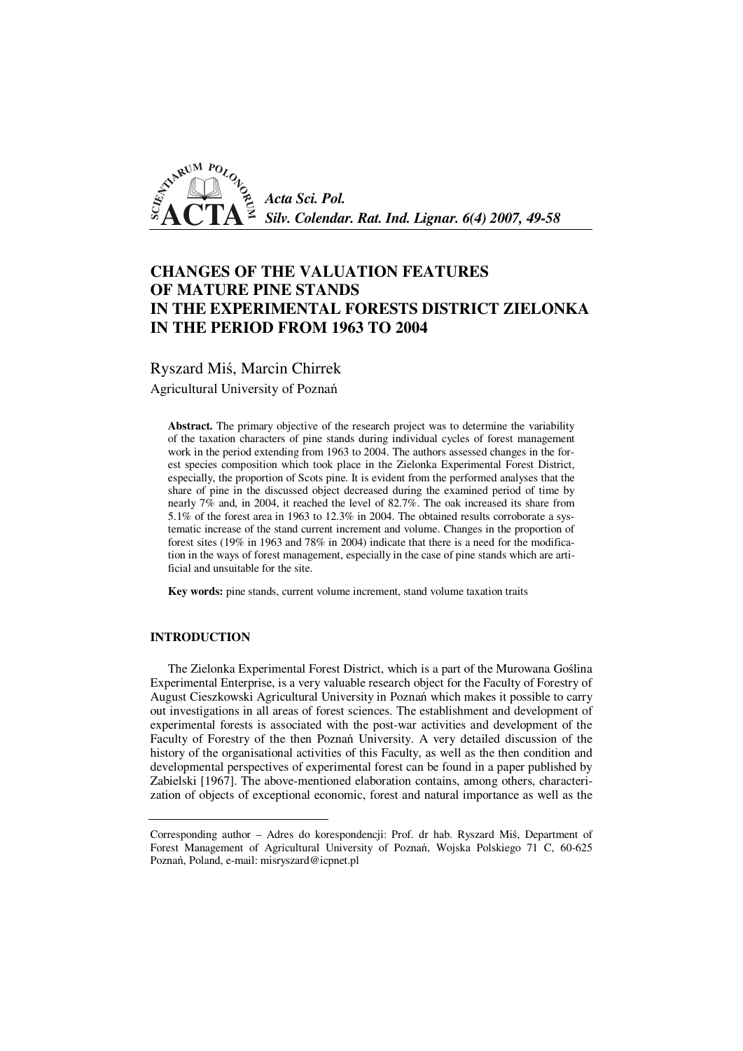# CHANGES OF THE VALUATION FEATURES OF MATURE PINE STANDS IN THE EXPERIMENTAL FORESTS DISTRICT ZIELONKA IN THE PERIOD FROM 1963 TO 2004

Ryszard Miś, Marcin Chirrek

Agricultural University of Poznań

**Abstract.** The primary objective of the research project was to determine the variability of the taxation characters of pine stands during individual cycles of forest management work in the period extending from 1963 to 2004. The authors assessed changes in the forest species composition which took place in the Zielonka Experimental Forest District, especially, the proportion of Scots pine. It is evident from the performed analyses that the share of pine in the discussed object decreased during the examined period of time by nearly 7% and, in 2004, it reached the level of 82.7%. The oak increased its share from 5.1% of the forest area in 1963 to 12.3% in 2004. The obtained results corroborate a systematic increase of the stand current increment and volume. Changes in the proportion of forest sites (19% in 1963 and 78% in 2004) indicate that there is a need for the modification in the ways of forest management, especially in the case of pine stands which are artificial and unsuitable for the site.

**Key words:** pine stands, current volume increment, stand volume taxation traits

## INTRODUCTION

The Zielonka Experimental Forest District, which is a part of the Murowana Goślina Experimental Enterprise, is a very valuable research object for the Faculty of Forestry of August Cieszkowski Agricultural University in Poznań which makes it possible to carry out investigations in all areas of forest sciences. The establishment and development of experimental forests is associated with the post-war activities and development of the Faculty of Forestry of the then Poznań University. A very detailed discussion of the history of the organisational activities of this Faculty, as well as the then condition and developmental perspectives of experimental forest can be found in a paper published by Zabielski [1967]. The above-mentioned elaboration contains, among others, characterization of objects of exceptional economic, forest and natural importance as well as the

---

Corresponding author – Adres do korespondencji: Prof. dr hab. Ryszard Miś, Department of Forest Management of Agricultural University of Poznań, Wojska Polskiego 71 C, 60-625 Poznań, Poland, e-mail: misryszard@icpnet.pl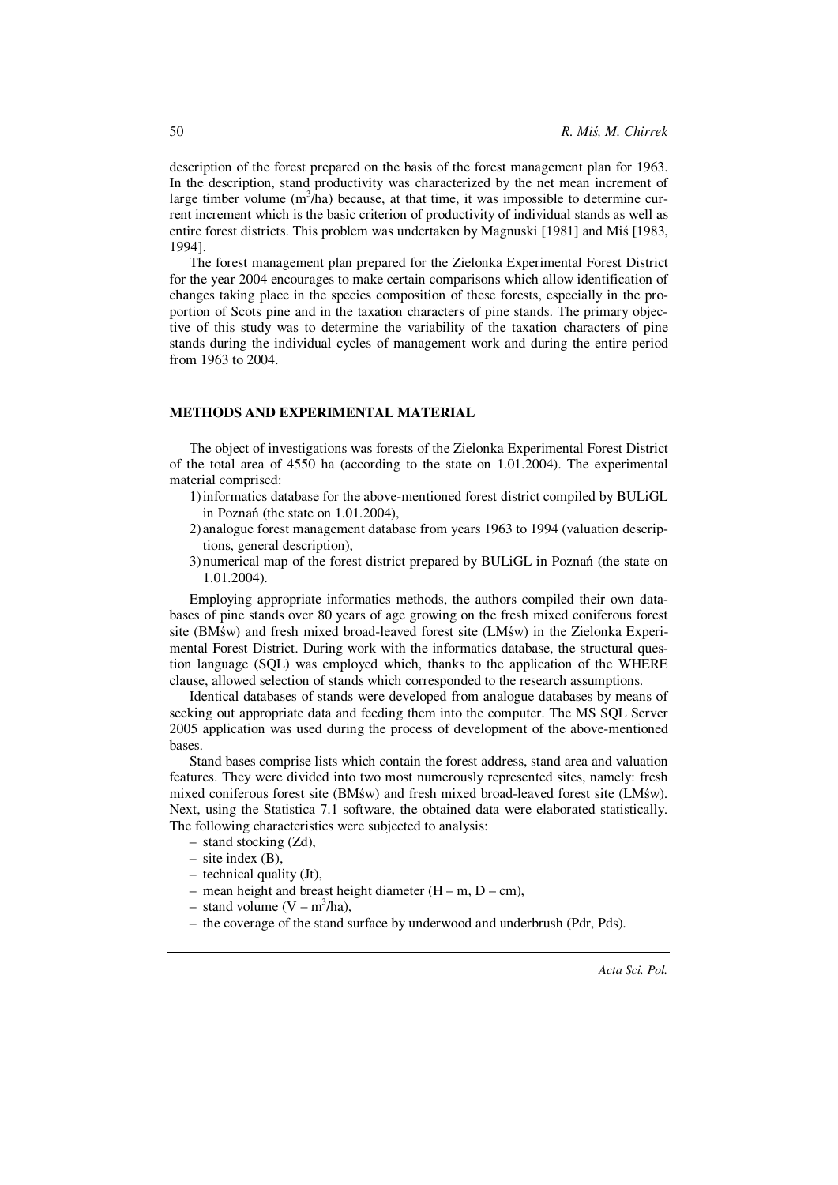description of the forest prepared on the basis of the forest management plan for 1963. In the description, stand productivity was characterized by the net mean increment of large timber volume ($m^3$/ha) because, at that time, it was impossible to determine current increment which is the basic criterion of productivity of individual stands as well as entire forest districts. This problem was undertaken by Magnuski [1981] and Miś [1983, 1994].

The forest management plan prepared for the Zielonka Experimental Forest District for the year 2004 encourages to make certain comparisons which allow identification of changes taking place in the species composition of these forests, especially in the proportion of Scots pine and in the taxation characters of pine stands. The primary objective of this study was to determine the variability of the taxation characters of pine stands during the individual cycles of management work and during the entire period from 1963 to 2004.

## METHODS AND EXPERIMENTAL MATERIAL

The object of investigations was forests of the Zielonka Experimental Forest District of the total area of 4550 ha (according to the state on 1.01.2004). The experimental material comprised:

1) informatics database for the above-mentioned forest district compiled by BULiGL in Poznań (the state on 1.01.2004),
2) analogue forest management database from years 1963 to 1994 (valuation descriptions, general description),
3) numerical map of the forest district prepared by BULiGL in Poznań (the state on 1.01.2004).

Employing appropriate informatics methods, the authors compiled their own databases of pine stands over 80 years of age growing on the fresh mixed coniferous forest site (BMśw) and fresh mixed broad-leaved forest site (LMśw) in the Zielonka Experimental Forest District. During work with the informatics database, the structural question language (SQL) was employed which, thanks to the application of the WHERE clause, allowed selection of stands which corresponded to the research assumptions.

Identical databases of stands were developed from analogue databases by means of seeking out appropriate data and feeding them into the computer. The MS SQL Server 2005 application was used during the process of development of the above-mentioned bases.

Stand bases comprise lists which contain the forest address, stand area and valuation features. They were divided into two most numerously represented sites, namely: fresh mixed coniferous forest site (BMśw) and fresh mixed broad-leaved forest site (LMśw). Next, using the Statistica 7.1 software, the obtained data were elaborated statistically. The following characteristics were subjected to analysis:

- stand stocking (Zd),
- site index (B),
- technical quality (Jt),
- mean height and breast height diameter (H – m, D – cm),
- stand volume (V – $m^3$/ha),
- the coverage of the stand surface by underwood and underbrush (Pdr, Pds).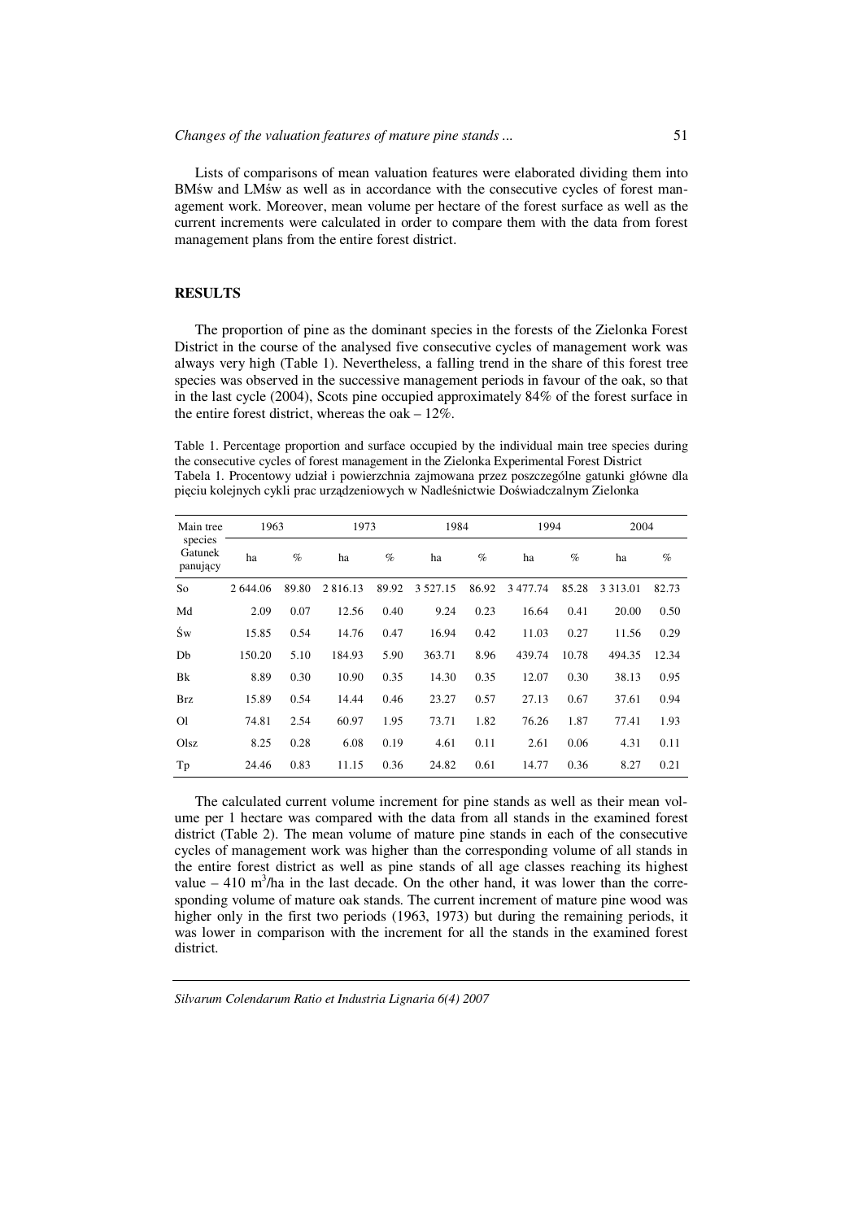Lists of comparisons of mean valuation features were elaborated dividing them into BMśw and LMśw as well as in accordance with the consecutive cycles of forest management work. Moreover, mean volume per hectare of the forest surface as well as the current increments were calculated in order to compare them with the data from forest management plans from the entire forest district.

## RESULTS

The proportion of pine as the dominant species in the forests of the Zielonka Forest District in the course of the analysed five consecutive cycles of management work was always very high (Table 1). Nevertheless, a falling trend in the share of this forest tree species was observed in the successive management periods in favour of the oak, so that in the last cycle (2004), Scots pine occupied approximately 84% of the forest surface in the entire forest district, whereas the oak – 12%.

Table 1. Percentage proportion and surface occupied by the individual main tree species during the consecutive cycles of forest management in the Zielonka Experimental Forest District
Tabela 1. Procentowy udział i powierzchnia zajmowana przez poszczególne gatunki główne dla pięciu kolejnych cykli prac urządzeniowych w Nadleśnictwie Doświadczalnym Zielonka

| Main tree species Gatunek panujący | 1963 | | 1973 | | 1984 | | 1994 | | 2004 | |
|---|---|---|---|---|---|---|---|---|---|---|
| | ha | % | ha | % | ha | % | ha | % | ha | % |
| So | 2 644.06 | 89.80 | 2 816.13 | 89.92 | 3 527.15 | 86.92 | 3 477.74 | 85.28 | 3 313.01 | 82.73 |
| Md | 2.09 | 0.07 | 12.56 | 0.40 | 9.24 | 0.23 | 16.64 | 0.41 | 20.00 | 0.50 |
| Św | 15.85 | 0.54 | 14.76 | 0.47 | 16.94 | 0.42 | 11.03 | 0.27 | 11.56 | 0.29 |
| Db | 150.20 | 5.10 | 184.93 | 5.90 | 363.71 | 8.96 | 439.74 | 10.78 | 494.35 | 12.34 |
| Bk | 8.89 | 0.30 | 10.90 | 0.35 | 14.30 | 0.35 | 12.07 | 0.30 | 38.13 | 0.95 |
| Brz | 15.89 | 0.54 | 14.44 | 0.46 | 23.27 | 0.57 | 27.13 | 0.67 | 37.61 | 0.94 |
| Ol | 74.81 | 2.54 | 60.97 | 1.95 | 73.71 | 1.82 | 76.26 | 1.87 | 77.41 | 1.93 |
| Olsz | 8.25 | 0.28 | 6.08 | 0.19 | 4.61 | 0.11 | 2.61 | 0.06 | 4.31 | 0.11 |
| Tp | 24.46 | 0.83 | 11.15 | 0.36 | 24.82 | 0.61 | 14.77 | 0.36 | 8.27 | 0.21 |

The calculated current volume increment for pine stands as well as their mean volume per 1 hectare was compared with the data from all stands in the examined forest district (Table 2). The mean volume of mature pine stands in each of the consecutive cycles of management work was higher than the corresponding volume of all stands in the entire forest district as well as pine stands of all age classes reaching its highest value – 410 $m^3$/ha in the last decade. On the other hand, it was lower than the corresponding volume of mature oak stands. The current increment of mature pine wood was higher only in the first two periods (1963, 1973) but during the remaining periods, it was lower in comparison with the increment for all the stands in the examined forest district.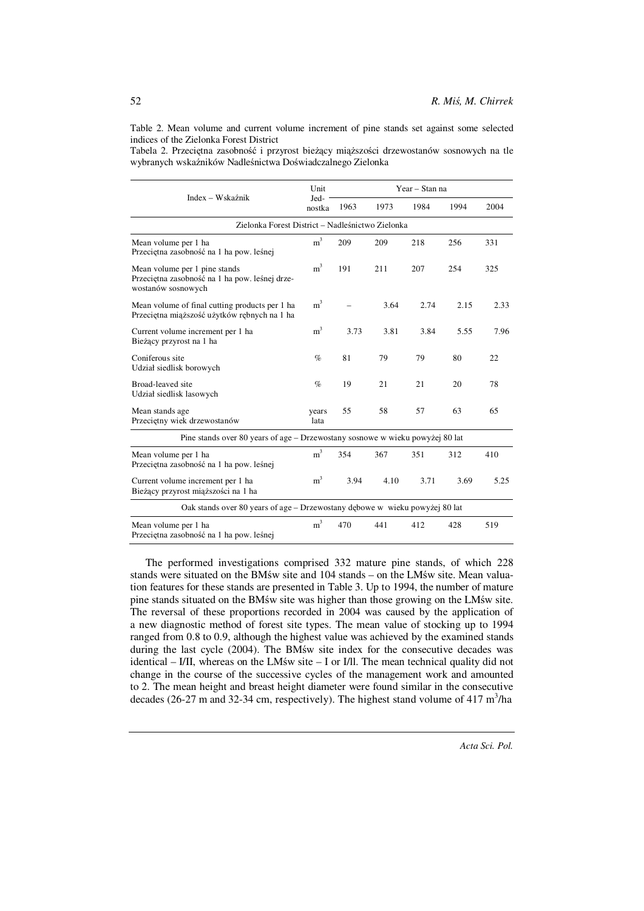Table 2. Mean volume and current volume increment of pine stands set against some selected indices of the Zielonka Forest District

Tabela 2. Przeciętna zasobność i przyrost bieżący miąższości drzewostanów sosnowych na tle wybranych wskaźników Nadleśnictwa Doświadczalnego Zielonka

| Index – Wskaźnik | Unit Jed-nostka | Year – Stan na | | | | |
|---|---|---|---|---|---|---|
| | | 1963 | 1973 | 1984 | 1994 | 2004 |
| Zielonka Forest District – Nadleśnictwo Zielonka | | | | | | |
| Mean volume per 1 ha<br>Przeciętna zasobność na 1 ha pow. leśnej | $m^3$ | 209 | 209 | 218 | 256 | 331 |
| Mean volume per 1 pine stands<br>Przeciętna zasobność na 1 ha pow. leśnej drzewostanów sosnowych | $m^3$ | 191 | 211 | 207 | 254 | 325 |
| Mean volume of final cutting products per 1 ha<br>Przeciętna miąższość użytków rębnych na 1 ha | $m^3$ | – | 3.64 | 2.74 | 2.15 | 2.33 |
| Current volume increment per 1 ha<br>Bieżący przyrost na 1 ha | $m^3$ | 3.73 | 3.81 | 3.84 | 5.55 | 7.96 |
| Coniferous site<br>Udział siedlisk borowych | % | 81 | 79 | 79 | 80 | 22 |
| Broad-leaved site<br>Udział siedlisk lasowych | % | 19 | 21 | 21 | 20 | 78 |
| Mean stands age<br>Przeciętny wiek drzewostanów | years lata | 55 | 58 | 57 | 63 | 65 |
| Pine stands over 80 years of age – Drzewostany sosnowe w wieku powyżej 80 lat | | | | | | |
| Mean volume per 1 ha<br>Przeciętna zasobność na 1 ha pow. leśnej | $m^3$ | 354 | 367 | 351 | 312 | 410 |
| Current volume increment per 1 ha<br>Bieżący przyrost miąższości na 1 ha | $m^3$ | 3.94 | 4.10 | 3.71 | 3.69 | 5.25 |
| Oak stands over 80 years of age – Drzewostany dębowe w wieku powyżej 80 lat | | | | | | |
| Mean volume per 1 ha<br>Przeciętna zasobność na 1 ha pow. leśnej | $m^3$ | 470 | 441 | 412 | 428 | 519 |

The performed investigations comprised 332 mature pine stands, of which 228 stands were situated on the BMśw site and 104 stands – on the LMśw site. Mean valuation features for these stands are presented in Table 3. Up to 1994, the number of mature pine stands situated on the BMśw site was higher than those growing on the LMśw site. The reversal of these proportions recorded in 2004 was caused by the application of a new diagnostic method of forest site types. The mean value of stocking up to 1994 ranged from 0.8 to 0.9, although the highest value was achieved by the examined stands during the last cycle (2004). The BMśw site index for the consecutive decades was identical – I/II, whereas on the LMśw site – I or I/ll. The mean technical quality did not change in the course of the successive cycles of the management work and amounted to 2. The mean height and breast height diameter were found similar in the consecutive decades (26-27 m and 32-34 cm, respectively). The highest stand volume of 417 $m^3$/ha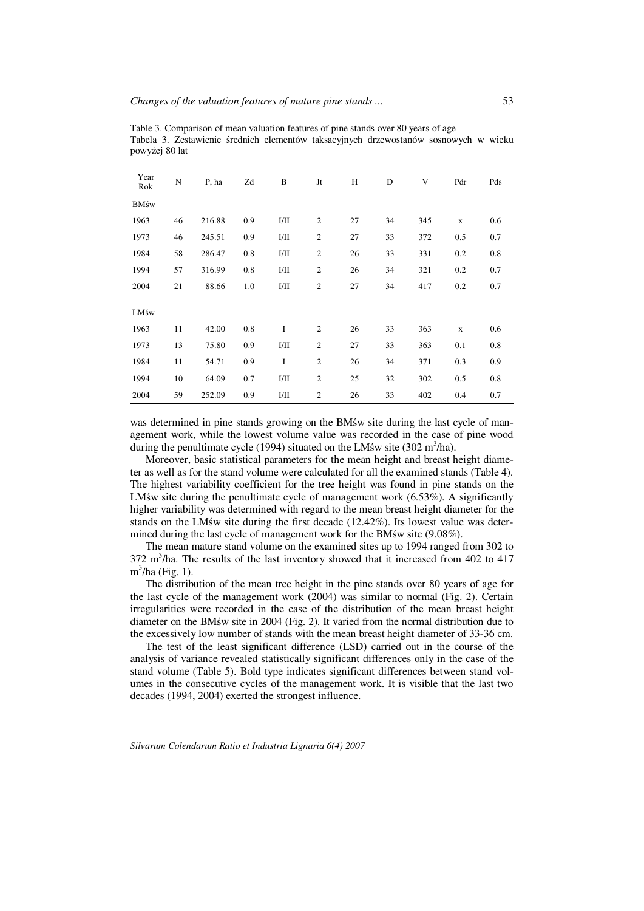Table 3. Comparison of mean valuation features of pine stands over 80 years of age
Tabela 3. Zestawienie średnich elementów taksacyjnych drzewostanów sosnowych w wieku powyżej 80 lat

| Year Rok | N | P, ha | Zd | B | Jt | H | D | V | Pdr | Pds |
|---|---|---|---|---|---|---|---|---|---|---|
| BMśw | | | | | | | | | | |
| 1963 | 46 | 216.88 | 0.9 | I/II | 2 | 27 | 34 | 345 | x | 0.6 |
| 1973 | 46 | 245.51 | 0.9 | I/II | 2 | 27 | 33 | 372 | 0.5 | 0.7 |
| 1984 | 58 | 286.47 | 0.8 | I/II | 2 | 26 | 33 | 331 | 0.2 | 0.8 |
| 1994 | 57 | 316.99 | 0.8 | I/II | 2 | 26 | 34 | 321 | 0.2 | 0.7 |
| 2004 | 21 | 88.66 | 1.0 | I/II | 2 | 27 | 34 | 417 | 0.2 | 0.7 |
| LMśw | | | | | | | | | | |
| 1963 | 11 | 42.00 | 0.8 | I | 2 | 26 | 33 | 363 | x | 0.6 |
| 1973 | 13 | 75.80 | 0.9 | I/II | 2 | 27 | 33 | 363 | 0.1 | 0.8 |
| 1984 | 11 | 54.71 | 0.9 | I | 2 | 26 | 34 | 371 | 0.3 | 0.9 |
| 1994 | 10 | 64.09 | 0.7 | I/II | 2 | 25 | 32 | 302 | 0.5 | 0.8 |
| 2004 | 59 | 252.09 | 0.9 | I/II | 2 | 26 | 33 | 402 | 0.4 | 0.7 |

was determined in pine stands growing on the BMśw site during the last cycle of management work, while the lowest volume value was recorded in the case of pine wood during the penultimate cycle (1994) situated on the LMśw site (302 $m^3$/ha).

Moreover, basic statistical parameters for the mean height and breast height diameter as well as for the stand volume were calculated for all the examined stands (Table 4). The highest variability coefficient for the tree height was found in pine stands on the LMśw site during the penultimate cycle of management work (6.53%). A significantly higher variability was determined with regard to the mean breast height diameter for the stands on the LMśw site during the first decade (12.42%). Its lowest value was determined during the last cycle of management work for the BMśw site (9.08%).

The mean mature stand volume on the examined sites up to 1994 ranged from 302 to 372 $m^3$/ha. The results of the last inventory showed that it increased from 402 to 417 $m^3$/ha (Fig. 1).

The distribution of the mean tree height in the pine stands over 80 years of age for the last cycle of the management work (2004) was similar to normal (Fig. 2). Certain irregularities were recorded in the case of the distribution of the mean breast height diameter on the BMśw site in 2004 (Fig. 2). It varied from the normal distribution due to the excessively low number of stands with the mean breast height diameter of 33-36 cm.

The test of the least significant difference (LSD) carried out in the course of the analysis of variance revealed statistically significant differences only in the case of the stand volume (Table 5). Bold type indicates significant differences between stand volumes in the consecutive cycles of the management work. It is visible that the last two decades (1994, 2004) exerted the strongest influence.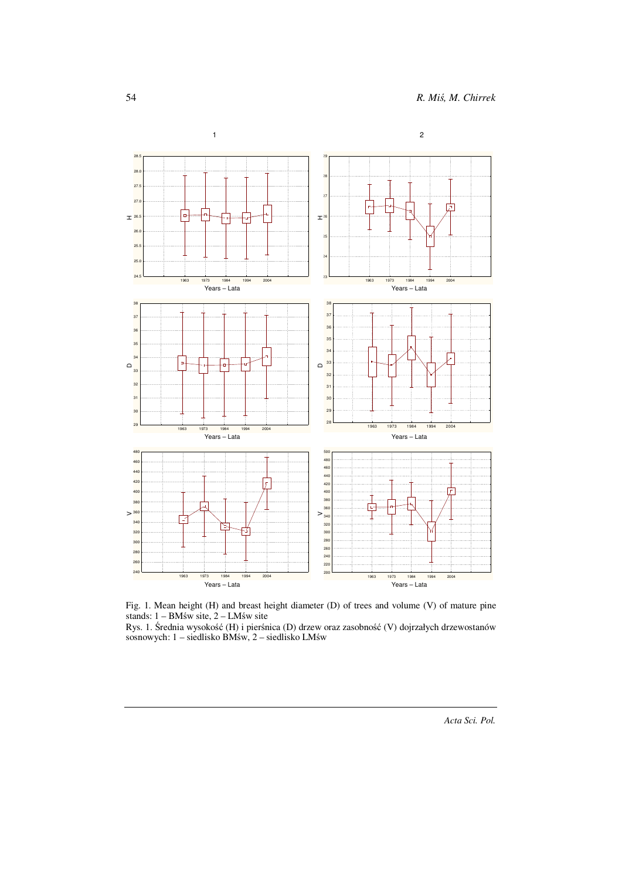Fig. 1. Mean height (H) and breast height diameter (D) of trees and volume (V) of mature pine stands: 1 – BMśw site, 2 – LMśw site

Rys. 1. Średnia wysokość (H) i pierśnica (D) drzew oraz zasobność (V) dojrzałych drzewostanów sosnowych: 1 – siedlisko BMśw, 2 – siedlisko LMśw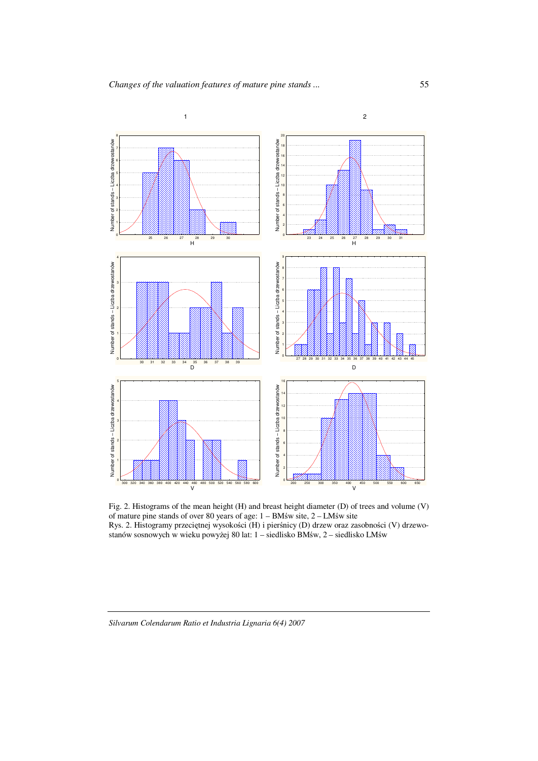Fig. 2. Histograms of the mean height (H) and breast height diameter (D) of trees and volume (V) of mature pine stands of over 80 years of age: 1 – BMśw site, 2 – LMśw site

Rys. 2. Histogramy przeciętnej wysokości (H) i pierśnicy (D) drzew oraz zasobności (V) drzewostanów sosnowych w wieku powyżej 80 lat: 1 – siedlisko BMśw, 2 – siedlisko LMśw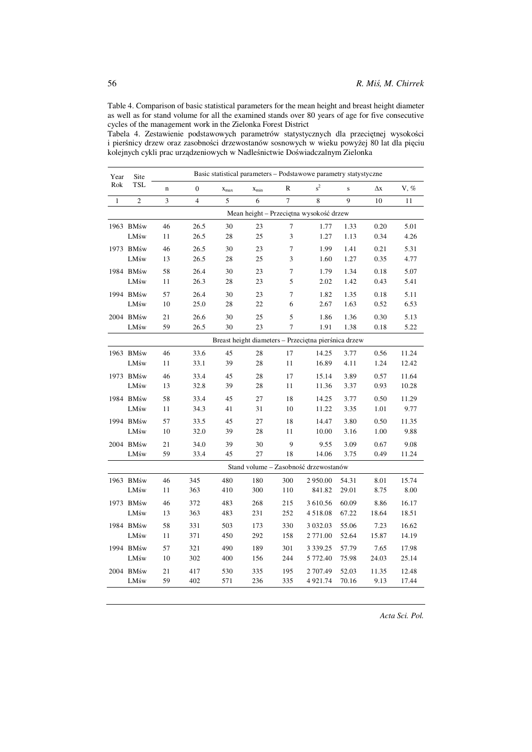Table 4. Comparison of basic statistical parameters for the mean height and breast height diameter as well as for stand volume for all the examined stands over 80 years of age for five consecutive cycles of the management work in the Zielonka Forest District

Tabela 4. Zestawienie podstawowych parametrów statystycznych dla przeciętnej wysokości i pierśnicy drzew oraz zasobności drzewostanów sosnowych w wieku powyżej 80 lat dla pięciu kolejnych cykli prac urządzeniowych w Nadleśnictwie Doświadczalnym Zielonka

| Year<br>Rok | Site<br>TSL | Basic statistical parameters – Podstawowe parametry statystyczne | | | | | | | | |
|---|---|---|---|---|---|---|---|---|---|---|
| | | n | 0 | $x_{max}$ | $x_{min}$ | R | $s^2$ | s | Δx | V, % |
| 1 | 2 | 3 | 4 | 5 | 6 | 7 | 8 | 9 | 10 | 11 |
| | | Mean height – Przeciętna wysokość drzew | | | | | | | | |
| 1963 | BMśw | 46 | 26.5 | 30 | 23 | 7 | 1.77 | 1.33 | 0.20 | 5.01 |
| | LMśw | 11 | 26.5 | 28 | 25 | 3 | 1.27 | 1.13 | 0.34 | 4.26 |
| 1973 | BMśw | 46 | 26.5 | 30 | 23 | 7 | 1.99 | 1.41 | 0.21 | 5.31 |
| | LMśw | 13 | 26.5 | 28 | 25 | 3 | 1.60 | 1.27 | 0.35 | 4.77 |
| 1984 | BMśw | 58 | 26.4 | 30 | 23 | 7 | 1.79 | 1.34 | 0.18 | 5.07 |
| | LMśw | 11 | 26.3 | 28 | 23 | 5 | 2.02 | 1.42 | 0.43 | 5.41 |
| 1994 | BMśw | 57 | 26.4 | 30 | 23 | 7 | 1.82 | 1.35 | 0.18 | 5.11 |
| | LMśw | 10 | 25.0 | 28 | 22 | 6 | 2.67 | 1.63 | 0.52 | 6.53 |
| 2004 | BMśw | 21 | 26.6 | 30 | 25 | 5 | 1.86 | 1.36 | 0.30 | 5.13 |
| | LMśw | 59 | 26.5 | 30 | 23 | 7 | 1.91 | 1.38 | 0.18 | 5.22 |
| | | Breast height diameters – Przeciętna pierśnica drzew | | | | | | | | |
| 1963 | BMśw | 46 | 33.6 | 45 | 28 | 17 | 14.25 | 3.77 | 0.56 | 11.24 |
| | LMśw | 11 | 33.1 | 39 | 28 | 11 | 16.89 | 4.11 | 1.24 | 12.42 |
| 1973 | BMśw | 46 | 33.4 | 45 | 28 | 17 | 15.14 | 3.89 | 0.57 | 11.64 |
| | LMśw | 13 | 32.8 | 39 | 28 | 11 | 11.36 | 3.37 | 0.93 | 10.28 |
| 1984 | BMśw | 58 | 33.4 | 45 | 27 | 18 | 14.25 | 3.77 | 0.50 | 11.29 |
| | LMśw | 11 | 34.3 | 41 | 31 | 10 | 11.22 | 3.35 | 1.01 | 9.77 |
| 1994 | BMśw | 57 | 33.5 | 45 | 27 | 18 | 14.47 | 3.80 | 0.50 | 11.35 |
| | LMśw | 10 | 32.0 | 39 | 28 | 11 | 10.00 | 3.16 | 1.00 | 9.88 |
| 2004 | BMśw | 21 | 34.0 | 39 | 30 | 9 | 9.55 | 3.09 | 0.67 | 9.08 |
| | LMśw | 59 | 33.4 | 45 | 27 | 18 | 14.06 | 3.75 | 0.49 | 11.24 |
| | | Stand volume – Zasobność drzewostanów | | | | | | | | |
| 1963 | BMśw | 46 | 345 | 480 | 180 | 300 | 2 950.00 | 54.31 | 8.01 | 15.74 |
| | LMśw | 11 | 363 | 410 | 300 | 110 | 841.82 | 29.01 | 8.75 | 8.00 |
| 1973 | BMśw | 46 | 372 | 483 | 268 | 215 | 3 610.56 | 60.09 | 8.86 | 16.17 |
| | LMśw | 13 | 363 | 483 | 231 | 252 | 4 518.08 | 67.22 | 18.64 | 18.51 |
| 1984 | BMśw | 58 | 331 | 503 | 173 | 330 | 3 032.03 | 55.06 | 7.23 | 16.62 |
| | LMśw | 11 | 371 | 450 | 292 | 158 | 2 771.00 | 52.64 | 15.87 | 14.19 |
| 1994 | BMśw | 57 | 321 | 490 | 189 | 301 | 3 339.25 | 57.79 | 7.65 | 17.98 |
| | LMśw | 10 | 302 | 400 | 156 | 244 | 5 772.40 | 75.98 | 24.03 | 25.14 |
| 2004 | BMśw | 21 | 417 | 530 | 335 | 195 | 2 707.49 | 52.03 | 11.35 | 12.48 |
| | LMśw | 59 | 402 | 571 | 236 | 335 | 4 921.74 | 70.16 | 9.13 | 17.44 |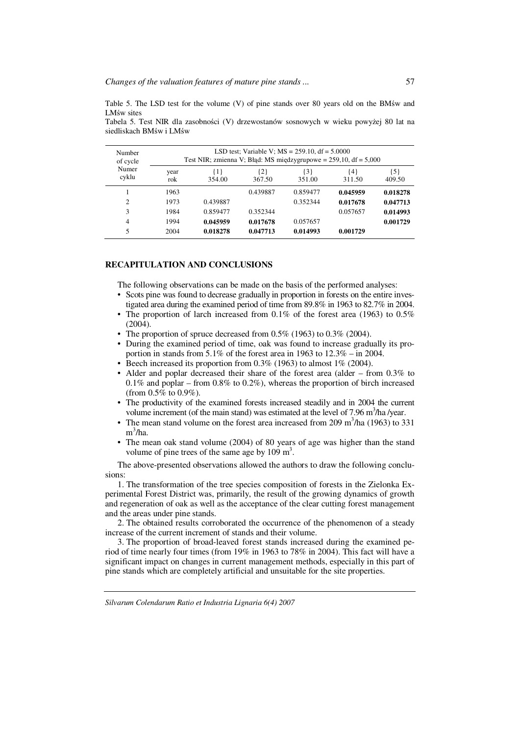Table 5. The LSD test for the volume (V) of pine stands over 80 years old on the BMśw and LMśw sites

Tabela 5. Test NIR dla zasobności (V) drzewostanów sosnowych w wieku powyżej 80 lat na siedliskach BMśw i LMśw

| Number of cycle Numer cyklu | LSD test; Variable V; MS = 259.10, df = 5.0000 Test NIR; zmienna V; Błąd: MS międzygrupowe = 259,10, df = 5,000 | | | | | |
|---|---|---|---|---|---|---|
| | year rok | {1} 354.00 | {2} 367.50 | {3} 351.00 | {4} 311.50 | {5} 409.50 |
| 1 | 1963 | | 0.439887 | 0.859477 | **0.045959** | **0.018278** |
| 2 | 1973 | 0.439887 | | 0.352344 | **0.017678** | **0.047713** |
| 3 | 1984 | 0.859477 | 0.352344 | | 0.057657 | **0.014993** |
| 4 | 1994 | **0.045959** | **0.017678** | 0.057657 | | **0.001729** |
| 5 | 2004 | **0.018278** | **0.047713** | **0.014993** | **0.001729** | |

## RECAPITULATION AND CONCLUSIONS

The following observations can be made on the basis of the performed analyses:

- Scots pine was found to decrease gradually in proportion in forests on the entire investigated area during the examined period of time from 89.8% in 1963 to 82.7% in 2004.
- The proportion of larch increased from 0.1% of the forest area (1963) to 0.5% (2004).
- The proportion of spruce decreased from 0.5% (1963) to 0.3% (2004).
- During the examined period of time, oak was found to increase gradually its proportion in stands from 5.1% of the forest area in 1963 to 12.3% – in 2004.
- Beech increased its proportion from 0.3% (1963) to almost 1% (2004).
- Alder and poplar decreased their share of the forest area (alder – from 0.3% to 0.1% and poplar – from 0.8% to 0.2%), whereas the proportion of birch increased (from 0.5% to 0.9%).
- The productivity of the examined forests increased steadily and in 2004 the current volume increment (of the main stand) was estimated at the level of 7.96 $m^3$/ha /year.
- The mean stand volume on the forest area increased from 209 $m^3$/ha (1963) to 331 $m^3$/ha.
- The mean oak stand volume (2004) of 80 years of age was higher than the stand volume of pine trees of the same age by 109 $m^3$.

The above-presented observations allowed the authors to draw the following conclusions:

1. The transformation of the tree species composition of forests in the Zielonka Experimental Forest District was, primarily, the result of the growing dynamics of growth and regeneration of oak as well as the acceptance of the clear cutting forest management and the areas under pine stands.

2. The obtained results corroborated the occurrence of the phenomenon of a steady increase of the current increment of stands and their volume.

3. The proportion of broad-leaved forest stands increased during the examined period of time nearly four times (from 19% in 1963 to 78% in 2004). This fact will have a significant impact on changes in current management methods, especially in this part of pine stands which are completely artificial and unsuitable for the site properties.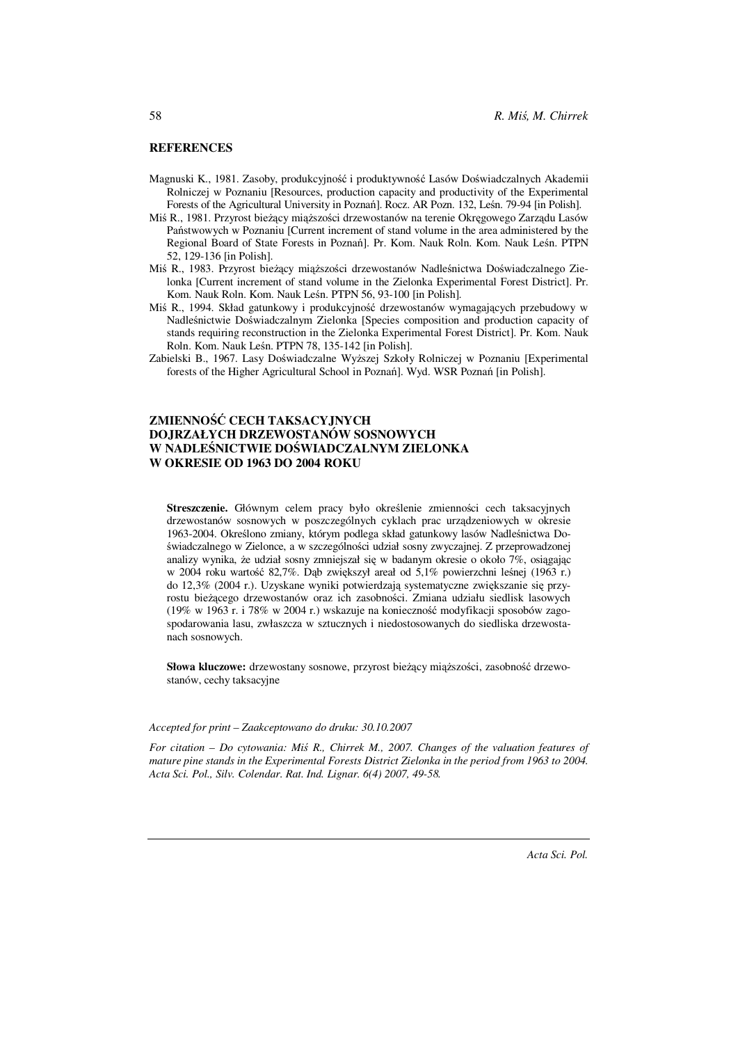## REFERENCES

Magnuski K., 1981. Zasoby, produkcyjność i produktywność Lasów Doświadczalnych Akademii Rolniczej w Poznaniu [Resources, production capacity and productivity of the Experimental Forests of the Agricultural University in Poznań]. Rocz. AR Pozn. 132, Leśn. 79-94 [in Polish].

Miś R., 1981. Przyrost bieżący miąższości drzewostanów na terenie Okręgowego Zarządu Lasów Państwowych w Poznaniu [Current increment of stand volume in the area administered by the Regional Board of State Forests in Poznań]. Pr. Kom. Nauk Roln. Kom. Nauk Leśn. PTPN 52, 129-136 [in Polish].

Miś R., 1983. Przyrost bieżący miąższości drzewostanów Nadleśnictwa Doświadczalnego Zielonka [Current increment of stand volume in the Zielonka Experimental Forest District]. Pr. Kom. Nauk Roln. Kom. Nauk Leśn. PTPN 56, 93-100 [in Polish].

Miś R., 1994. Skład gatunkowy i produkcyjność drzewostanów wymagających przebudowy w Nadleśnictwie Doświadczalnym Zielonka [Species composition and production capacity of stands requiring reconstruction in the Zielonka Experimental Forest District]. Pr. Kom. Nauk Roln. Kom. Nauk Leśn. PTPN 78, 135-142 [in Polish].

Zabielski B., 1967. Lasy Doświadczalne Wyższej Szkoły Rolniczej w Poznaniu [Experimental forests of the Higher Agricultural School in Poznań]. Wyd. WSR Poznań [in Polish].

## ZMIENNOŚĆ CECH TAKSACYJNYCH DOJRZAŁYCH DRZEWOSTANÓW SOSNOWYCH W NADLEŚNICTWIE DOŚWIADCZALNYM ZIELONKA W OKRESIE OD 1963 DO 2004 ROKU

**Streszczenie.** Głównym celem pracy było określenie zmienności cech taksacyjnych drzewostanów sosnowych w poszczególnych cyklach prac urządzeniowych w okresie 1963-2004. Określono zmiany, którym podlega skład gatunkowy lasów Nadleśnictwa Doświadczalnego w Zielonce, a w szczególności udział sosny zwyczajnej. Z przeprowadzonej analizy wynika, że udział sosny zmniejszał się w badanym okresie o około 7%, osiągając w 2004 roku wartość 82,7%. Dąb zwiększył areał od 5,1% powierzchni leśnej (1963 r.) do 12,3% (2004 r.). Uzyskane wyniki potwierdzają systematyczne zwiększanie się przyrostu bieżącego drzewostanów oraz ich zasobności. Zmiana udziału siedlisk lasowych (19% w 1963 r. i 78% w 2004 r.) wskazuje na konieczność modyfikacji sposobów zagospodarowania lasu, zwłaszcza w sztucznych i niedostosowanych do siedliska drzewostanach sosnowych.

**Słowa kluczowe:** drzewostany sosnowe, przyrost bieżący miąższości, zasobność drzewostanów, cechy taksacyjne

*Accepted for print – Zaakceptowano do druku: 30.10.2007*

*For citation – Do cytowania: Miś R., Chirrek M., 2007. Changes of the valuation features of mature pine stands in the Experimental Forests District Zielonka in the period from 1963 to 2004. Acta Sci. Pol., Silv. Colendar. Rat. Ind. Lignar. 6(4) 2007, 49-58.*